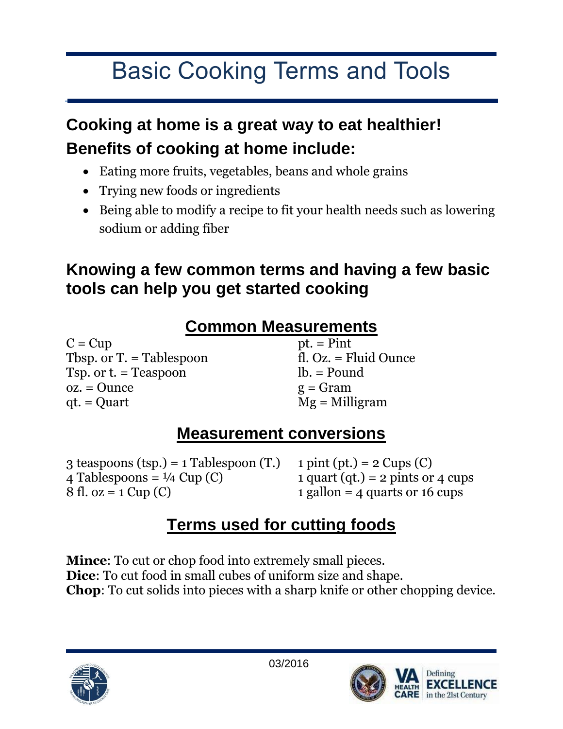# Basic Cooking Terms and Tools

## Cooking at home is a great way to eat healthier!

## Benefits of cooking at home include:

- Eating more fruits, vegetables, beans and whole grains
- Trying new foods or ingredients
- Being able to modify a recipe to fit your health needs such as lowering sodium or adding fiber

## Knowing a few common terms and having a few basic tools can help you get started cooking

## Common Measurements

C = Cup
Tbsp. or T. = Tablespoon
Tsp. or t. = Teaspoon
oz. = Ounce
qt. = Quart
pt. = Pint
fl. Oz. = Fluid Ounce
lb. = Pound
g = Gram
Mg = Milligram

## Measurement conversions

3 teaspoons (tsp.) = 1 Tablespoon (T.)
4 Tablespoons = ¼ Cup (C)
8 fl. oz = 1 Cup (C)
1 pint (pt.) = 2 Cups (C)
1 quart (qt.) = 2 pints or 4 cups
1 gallon = 4 quarts or 16 cups

## Terms used for cutting foods

**Mince**: To cut or chop food into extremely small pieces.
**Dice**: To cut food in small cubes of uniform size and shape.
**Chop**: To cut solids into pieces with a sharp knife or other chopping device.

03/2016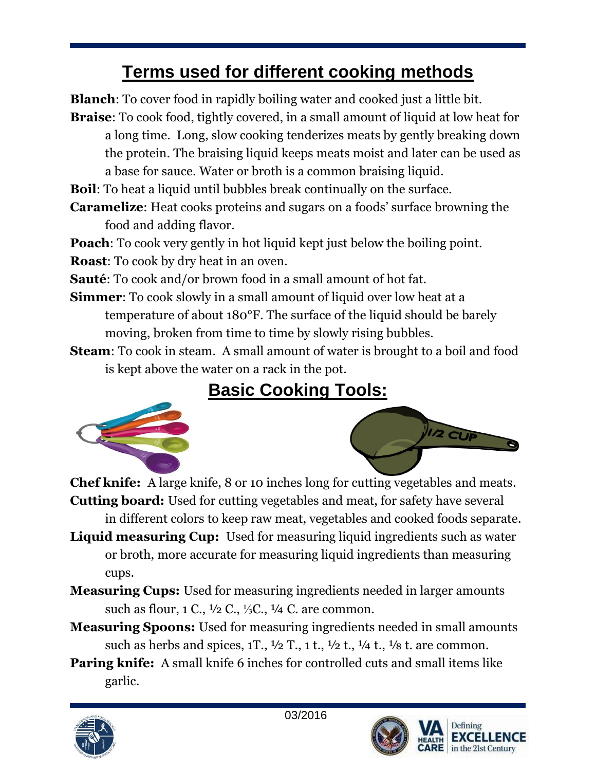## Terms used for different cooking methods

**Blanch**: To cover food in rapidly boiling water and cooked just a little bit.

**Braise**: To cook food, tightly covered, in a small amount of liquid at low heat for a long time. Long, slow cooking tenderizes meats by gently breaking down the protein. The braising liquid keeps meats moist and later can be used as a base for sauce. Water or broth is a common braising liquid.

**Boil**: To heat a liquid until bubbles break continually on the surface.

**Caramelize**: Heat cooks proteins and sugars on a foods' surface browning the food and adding flavor.

**Poach**: To cook very gently in hot liquid kept just below the boiling point.

**Roast**: To cook by dry heat in an oven.

**Sauté**: To cook and/or brown food in a small amount of hot fat.

**Simmer**: To cook slowly in a small amount of liquid over low heat at a temperature of about 180°F. The surface of the liquid should be barely moving, broken from time to time by slowly rising bubbles.

**Steam**: To cook in steam. A small amount of water is brought to a boil and food is kept above the water on a rack in the pot.

## Basic Cooking Tools:

**Chef knife:** A large knife, 8 or 10 inches long for cutting vegetables and meats.

**Cutting board:** Used for cutting vegetables and meat, for safety have several in different colors to keep raw meat, vegetables and cooked foods separate.

**Liquid measuring Cup:** Used for measuring liquid ingredients such as water or broth, more accurate for measuring liquid ingredients than measuring cups.

**Measuring Cups:** Used for measuring ingredients needed in larger amounts such as flour, 1 C., ½ C., ⅓C., ¼ C. are common.

**Measuring Spoons:** Used for measuring ingredients needed in small amounts such as herbs and spices, 1T., ½ T., 1 t., ½ t., ¼ t., ⅛ t. are common.

**Paring knife:** A small knife 6 inches for controlled cuts and small items like garlic.

03/2016